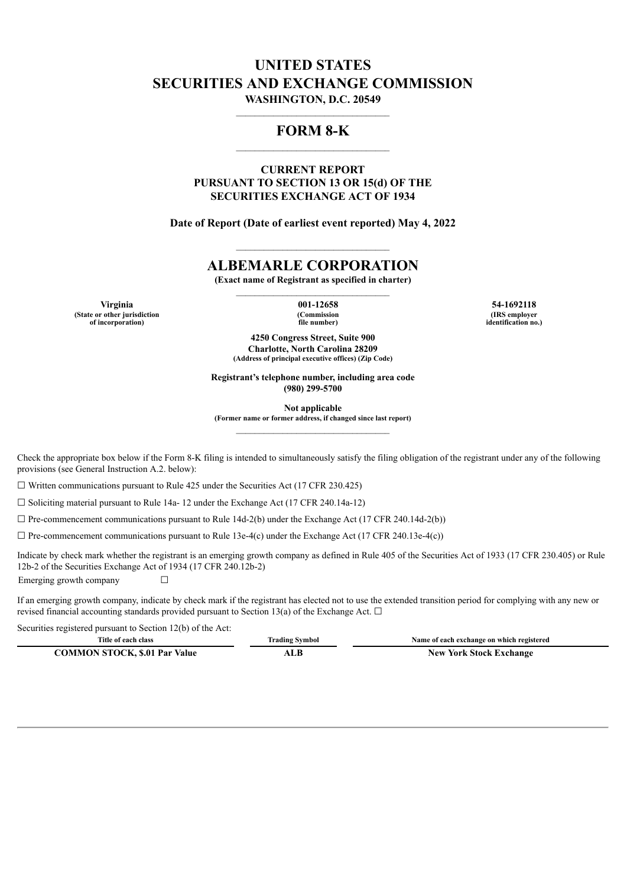# UNITED STATES
# SECURITIES AND EXCHANGE COMMISSION

**WASHINGTON, D.C. 20549**

## FORM 8-K

**CURRENT REPORT**
**PURSUANT TO SECTION 13 OR 15(d) OF THE**
**SECURITIES EXCHANGE ACT OF 1934**

**Date of Report (Date of earliest event reported) May 4, 2022**

## ALBEMARLE CORPORATION

**(Exact name of Registrant as specified in charter)**

| Virginia | 001-12658 | 54-1692118 |
|---|---|---|
| (State or other jurisdiction of incorporation) | (Commission file number) | (IRS employer identification no.) |

**4250 Congress Street, Suite 900**
**Charlotte, North Carolina 28209**
**(Address of principal executive offices) (Zip Code)**

**Registrant's telephone number, including area code**
**(980) 299-5700**

**Not applicable**
**(Former name or former address, if changed since last report)**

Check the appropriate box below if the Form 8-K filing is intended to simultaneously satisfy the filing obligation of the registrant under any of the following provisions (see General Instruction A.2. below):

☐ Written communications pursuant to Rule 425 under the Securities Act (17 CFR 230.425)

☐ Soliciting material pursuant to Rule 14a- 12 under the Exchange Act (17 CFR 240.14a-12)

☐ Pre-commencement communications pursuant to Rule 14d-2(b) under the Exchange Act (17 CFR 240.14d-2(b))

☐ Pre-commencement communications pursuant to Rule 13e-4(c) under the Exchange Act (17 CFR 240.13e-4(c))

Indicate by check mark whether the registrant is an emerging growth company as defined in Rule 405 of the Securities Act of 1933 (17 CFR 230.405) or Rule 12b-2 of the Securities Exchange Act of 1934 (17 CFR 240.12b-2)

Emerging growth company ☐

If an emerging growth company, indicate by check mark if the registrant has elected not to use the extended transition period for complying with any new or revised financial accounting standards provided pursuant to Section 13(a) of the Exchange Act. ☐

Securities registered pursuant to Section 12(b) of the Act:

| Title of each class | Trading Symbol | Name of each exchange on which registered |
|---|---|---|
| COMMON STOCK, $.01 Par Value | ALB | New York Stock Exchange |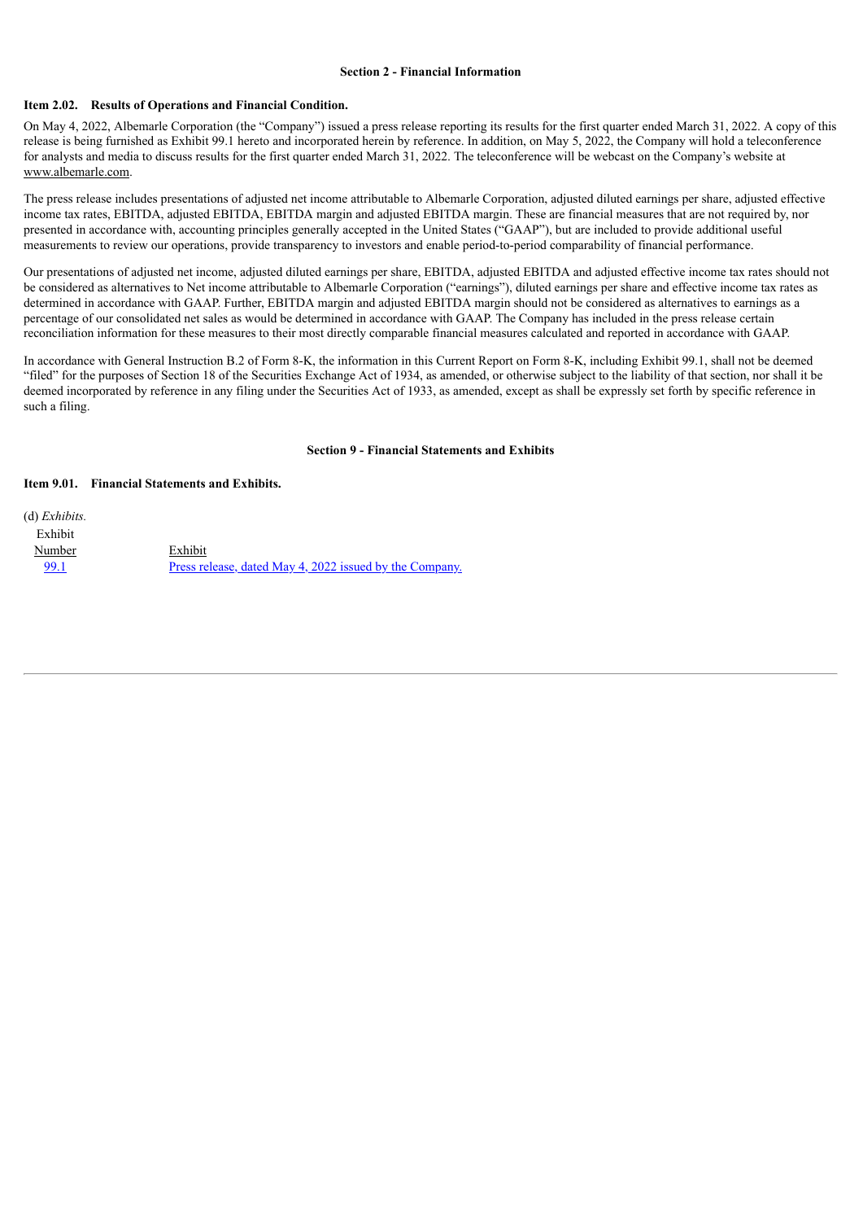## Section 2 - Financial Information

### Item 2.02. Results of Operations and Financial Condition.

On May 4, 2022, Albemarle Corporation (the "Company") issued a press release reporting its results for the first quarter ended March 31, 2022. A copy of this release is being furnished as Exhibit 99.1 hereto and incorporated herein by reference. In addition, on May 5, 2022, the Company will hold a teleconference for analysts and media to discuss results for the first quarter ended March 31, 2022. The teleconference will be webcast on the Company's website at www.albemarle.com.

The press release includes presentations of adjusted net income attributable to Albemarle Corporation, adjusted diluted earnings per share, adjusted effective income tax rates, EBITDA, adjusted EBITDA, EBITDA margin and adjusted EBITDA margin. These are financial measures that are not required by, nor presented in accordance with, accounting principles generally accepted in the United States ("GAAP"), but are included to provide additional useful measurements to review our operations, provide transparency to investors and enable period-to-period comparability of financial performance.

Our presentations of adjusted net income, adjusted diluted earnings per share, EBITDA, adjusted EBITDA and adjusted effective income tax rates should not be considered as alternatives to Net income attributable to Albemarle Corporation ("earnings"), diluted earnings per share and effective income tax rates as determined in accordance with GAAP. Further, EBITDA margin and adjusted EBITDA margin should not be considered as alternatives to earnings as a percentage of our consolidated net sales as would be determined in accordance with GAAP. The Company has included in the press release certain reconciliation information for these measures to their most directly comparable financial measures calculated and reported in accordance with GAAP.

In accordance with General Instruction B.2 of Form 8-K, the information in this Current Report on Form 8-K, including Exhibit 99.1, shall not be deemed "filed" for the purposes of Section 18 of the Securities Exchange Act of 1934, as amended, or otherwise subject to the liability of that section, nor shall it be deemed incorporated by reference in any filing under the Securities Act of 1933, as amended, except as shall be expressly set forth by specific reference in such a filing.

## Section 9 - Financial Statements and Exhibits

### Item 9.01. Financial Statements and Exhibits.

(d) *Exhibits.*

| Exhibit Number | Exhibit |
| --- | --- |
| 99.1 | Press release, dated May 4, 2022 issued by the Company. |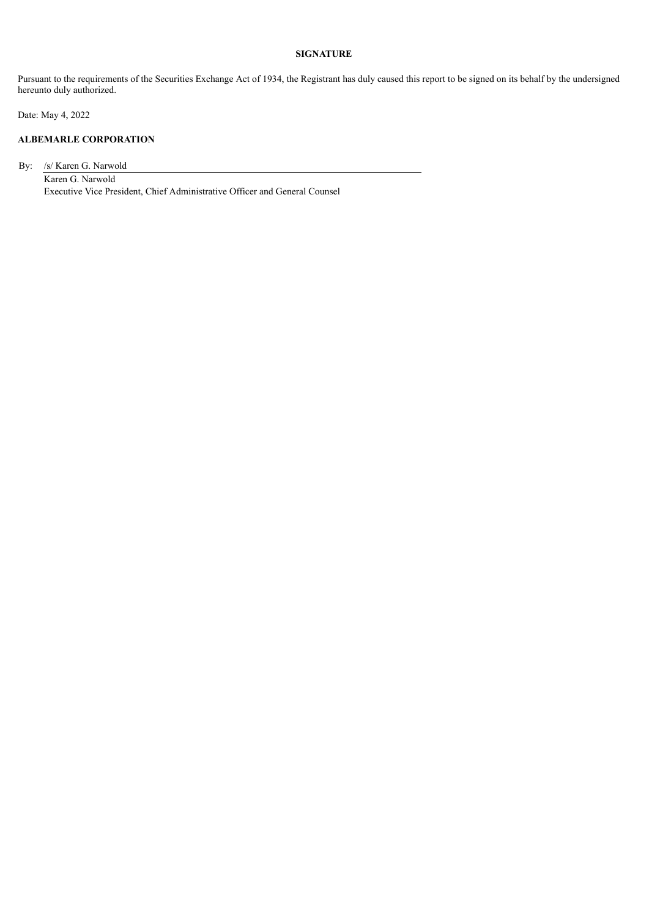**SIGNATURE**

Pursuant to the requirements of the Securities Exchange Act of 1934, the Registrant has duly caused this report to be signed on its behalf by the undersigned hereunto duly authorized.

Date: May 4, 2022

**ALBEMARLE CORPORATION**

By: /s/ Karen G. Narwold

Karen G. Narwold
Executive Vice President, Chief Administrative Officer and General Counsel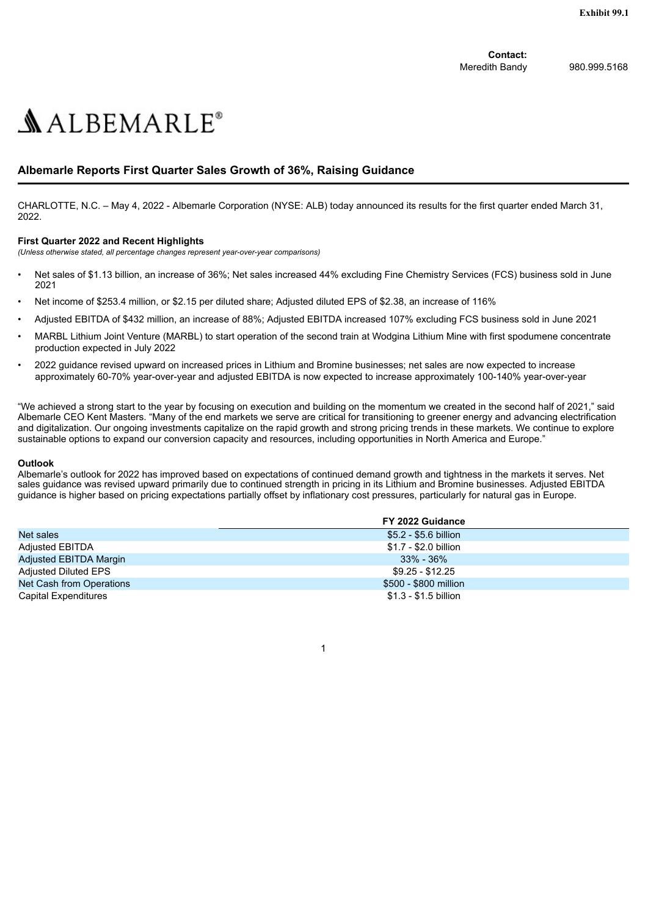Exhibit 99.1

**Contact:**
Meredith Bandy 980.999.5168

ALBEMARLE®

## Albemarle Reports First Quarter Sales Growth of 36%, Raising Guidance

CHARLOTTE, N.C. – May 4, 2022 - Albemarle Corporation (NYSE: ALB) today announced its results for the first quarter ended March 31, 2022.

**First Quarter 2022 and Recent Highlights**
*(Unless otherwise stated, all percentage changes represent year-over-year comparisons)*

- Net sales of $1.13 billion, an increase of 36%; Net sales increased 44% excluding Fine Chemistry Services (FCS) business sold in June 2021
- Net income of $253.4 million, or $2.15 per diluted share; Adjusted diluted EPS of $2.38, an increase of 116%
- Adjusted EBITDA of $432 million, an increase of 88%; Adjusted EBITDA increased 107% excluding FCS business sold in June 2021
- MARBL Lithium Joint Venture (MARBL) to start operation of the second train at Wodgina Lithium Mine with first spodumene concentrate production expected in July 2022
- 2022 guidance revised upward on increased prices in Lithium and Bromine businesses; net sales are now expected to increase approximately 60-70% year-over-year and adjusted EBITDA is now expected to increase approximately 100-140% year-over-year

"We achieved a strong start to the year by focusing on execution and building on the momentum we created in the second half of 2021," said Albemarle CEO Kent Masters. "Many of the end markets we serve are critical for transitioning to greener energy and advancing electrification and digitalization. Our ongoing investments capitalize on the rapid growth and strong pricing trends in these markets. We continue to explore sustainable options to expand our conversion capacity and resources, including opportunities in North America and Europe."

**Outlook**
Albemarle's outlook for 2022 has improved based on expectations of continued demand growth and tightness in the markets it serves. Net sales guidance was revised upward primarily due to continued strength in pricing in its Lithium and Bromine businesses. Adjusted EBITDA guidance is higher based on pricing expectations partially offset by inflationary cost pressures, particularly for natural gas in Europe.

| | FY 2022 Guidance |
|---|---|
| Net sales | $5.2 - $5.6 billion |
| Adjusted EBITDA | $1.7 - $2.0 billion |
| Adjusted EBITDA Margin | 33% - 36% |
| Adjusted Diluted EPS | $9.25 - $12.25 |
| Net Cash from Operations | $500 - $800 million |
| Capital Expenditures | $1.3 - $1.5 billion |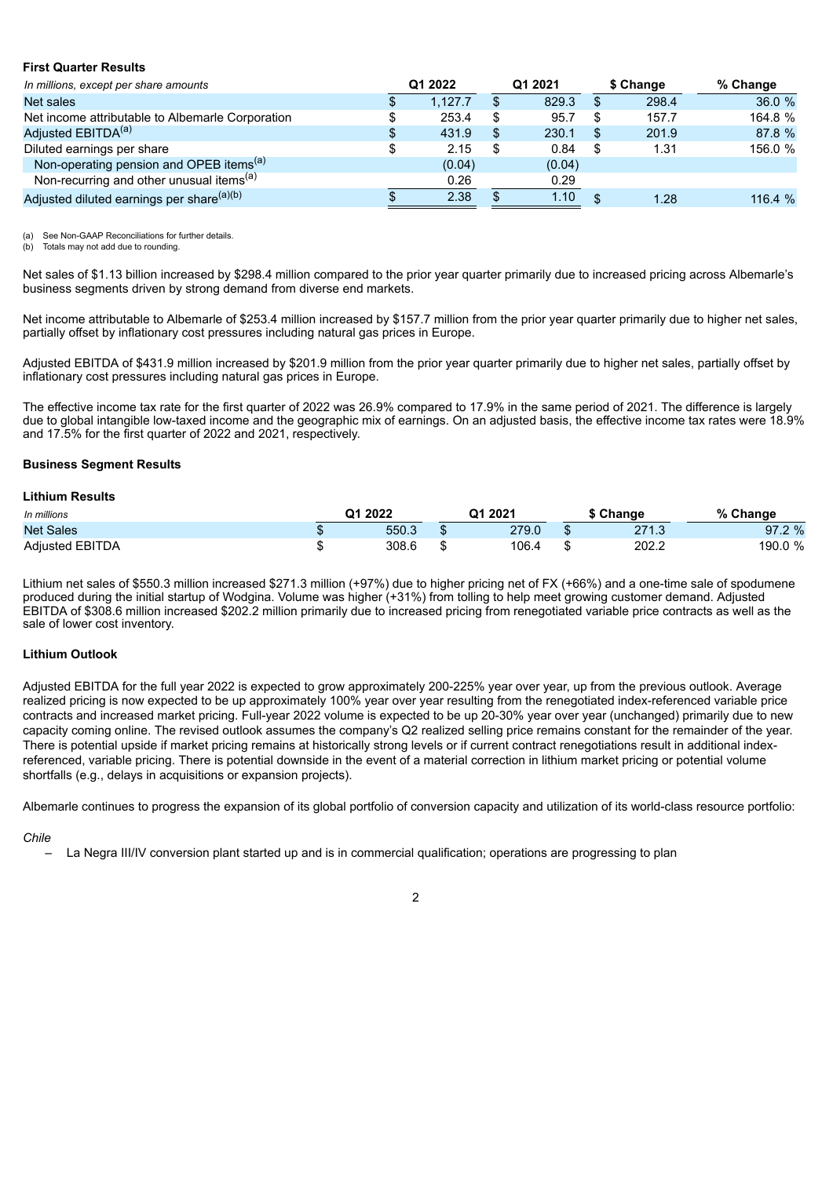**First Quarter Results**

| *In millions, except per share amounts* | Q1 2022 | Q1 2021 | $ Change | % Change |
|---|---|---|---|---|
| Net sales | $ 1,127.7 | $ 829.3 | $ 298.4 | 36.0 % |
| Net income attributable to Albemarle Corporation | $ 253.4 | $ 95.7 | $ 157.7 | 164.8 % |
| Adjusted EBITDA[(a)] | $ 431.9 | $ 230.1 | $ 201.9 | 87.8 % |
| Diluted earnings per share | $ 2.15 | $ 0.84 | $ 1.31 | 156.0 % |
| Non-operating pension and OPEB items[(a)] | (0.04) | (0.04) | | |
| Non-recurring and other unusual items[(a)] | 0.26 | 0.29 | | |
| Adjusted diluted earnings per share[(a)(b)] | $ 2.38 | $ 1.10 | $ 1.28 | 116.4 % |

(a) See Non-GAAP Reconciliations for further details.
(b) Totals may not add due to rounding.

Net sales of $1.13 billion increased by $298.4 million compared to the prior year quarter primarily due to increased pricing across Albemarle's business segments driven by strong demand from diverse end markets.

Net income attributable to Albemarle of $253.4 million increased by $157.7 million from the prior year quarter primarily due to higher net sales, partially offset by inflationary cost pressures including natural gas prices in Europe.

Adjusted EBITDA of $431.9 million increased by $201.9 million from the prior year quarter primarily due to higher net sales, partially offset by inflationary cost pressures including natural gas prices in Europe.

The effective income tax rate for the first quarter of 2022 was 26.9% compared to 17.9% in the same period of 2021. The difference is largely due to global intangible low-taxed income and the geographic mix of earnings. On an adjusted basis, the effective income tax rates were 18.9% and 17.5% for the first quarter of 2022 and 2021, respectively.

**Business Segment Results**

**Lithium Results**

| *In millions* | Q1 2022 | Q1 2021 | $ Change | % Change |
|---|---|---|---|---|
| Net Sales | $ 550.3 | $ 279.0 | $ 271.3 | 97.2 % |
| Adjusted EBITDA | $ 308.6 | $ 106.4 | $ 202.2 | 190.0 % |

Lithium net sales of $550.3 million increased $271.3 million (+97%) due to higher pricing net of FX (+66%) and a one-time sale of spodumene produced during the initial startup of Wodgina. Volume was higher (+31%) from tolling to help meet growing customer demand. Adjusted EBITDA of $308.6 million increased $202.2 million primarily due to increased pricing from renegotiated variable price contracts as well as the sale of lower cost inventory.

**Lithium Outlook**

Adjusted EBITDA for the full year 2022 is expected to grow approximately 200-225% year over year, up from the previous outlook. Average realized pricing is now expected to be up approximately 100% year over year resulting from the renegotiated index-referenced variable price contracts and increased market pricing. Full-year 2022 volume is expected to be up 20-30% year over year (unchanged) primarily due to new capacity coming online. The revised outlook assumes the company's Q2 realized selling price remains constant for the remainder of the year. There is potential upside if market pricing remains at historically strong levels or if current contract renegotiations result in additional index-referenced, variable pricing. There is potential downside in the event of a material correction in lithium market pricing or potential volume shortfalls (e.g., delays in acquisitions or expansion projects).

Albemarle continues to progress the expansion of its global portfolio of conversion capacity and utilization of its world-class resource portfolio:

*Chile*

- La Negra III/IV conversion plant started up and is in commercial qualification; operations are progressing to plan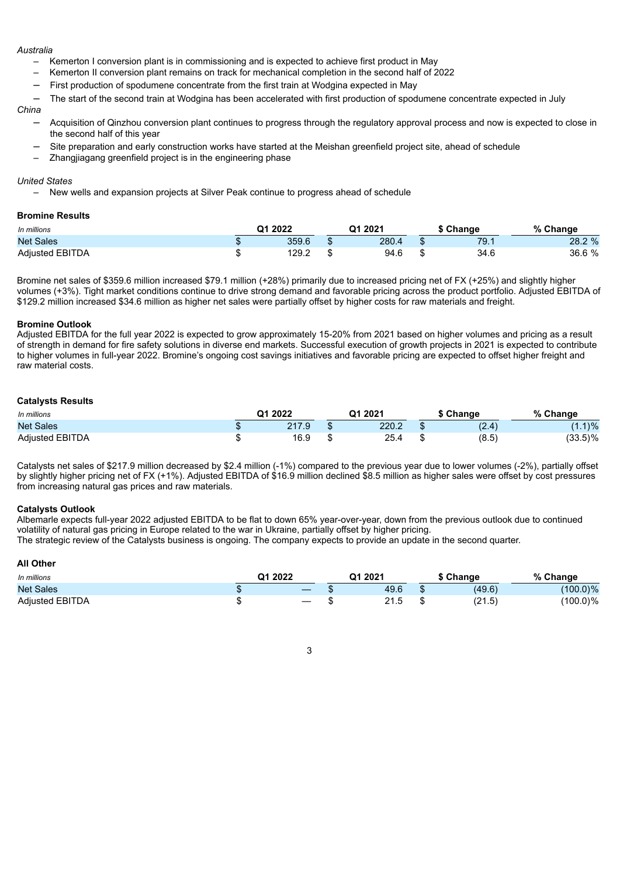*Australia*

- Kemerton I conversion plant is in commissioning and is expected to achieve first product in May
- Kemerton II conversion plant remains on track for mechanical completion in the second half of 2022
- First production of spodumene concentrate from the first train at Wodgina expected in May
- The start of the second train at Wodgina has been accelerated with first production of spodumene concentrate expected in July

*China*

- Acquisition of Qinzhou conversion plant continues to progress through the regulatory approval process and now is expected to close in the second half of this year
- Site preparation and early construction works have started at the Meishan greenfield project site, ahead of schedule
- Zhangjiagang greenfield project is in the engineering phase

*United States*

- New wells and expansion projects at Silver Peak continue to progress ahead of schedule

**Bromine Results**

| *In millions* | Q1 2022 | Q1 2021 | $ Change | % Change |
|---|---|---|---|---|
| Net Sales | $ 359.6 | $ 280.4 | $ 79.1 | 28.2 % |
| Adjusted EBITDA | $ 129.2 | $ 94.6 | $ 34.6 | 36.6 % |

Bromine net sales of $359.6 million increased $79.1 million (+28%) primarily due to increased pricing net of FX (+25%) and slightly higher volumes (+3%). Tight market conditions continue to drive strong demand and favorable pricing across the product portfolio. Adjusted EBITDA of $129.2 million increased $34.6 million as higher net sales were partially offset by higher costs for raw materials and freight.

**Bromine Outlook**

Adjusted EBITDA for the full year 2022 is expected to grow approximately 15-20% from 2021 based on higher volumes and pricing as a result of strength in demand for fire safety solutions in diverse end markets. Successful execution of growth projects in 2021 is expected to contribute to higher volumes in full-year 2022. Bromine's ongoing cost savings initiatives and favorable pricing are expected to offset higher freight and raw material costs.

**Catalysts Results**

| *In millions* | Q1 2022 | Q1 2021 | $ Change | % Change |
|---|---|---|---|---|
| Net Sales | $ 217.9 | $ 220.2 | $ (2.4) | (1.1)% |
| Adjusted EBITDA | $ 16.9 | $ 25.4 | $ (8.5) | (33.5)% |

Catalysts net sales of $217.9 million decreased by $2.4 million (-1%) compared to the previous year due to lower volumes (-2%), partially offset by slightly higher pricing net of FX (+1%). Adjusted EBITDA of $16.9 million declined $8.5 million as higher sales were offset by cost pressures from increasing natural gas prices and raw materials.

**Catalysts Outlook**

Albemarle expects full-year 2022 adjusted EBITDA to be flat to down 65% year-over-year, down from the previous outlook due to continued volatility of natural gas pricing in Europe related to the war in Ukraine, partially offset by higher pricing.

The strategic review of the Catalysts business is ongoing. The company expects to provide an update in the second quarter.

**All Other**

| *In millions* | Q1 2022 | Q1 2021 | $ Change | % Change |
|---|---|---|---|---|
| Net Sales | $ — | $ 49.6 | $ (49.6) | (100.0)% |
| Adjusted EBITDA | $ — | $ 21.5 | $ (21.5) | (100.0)% |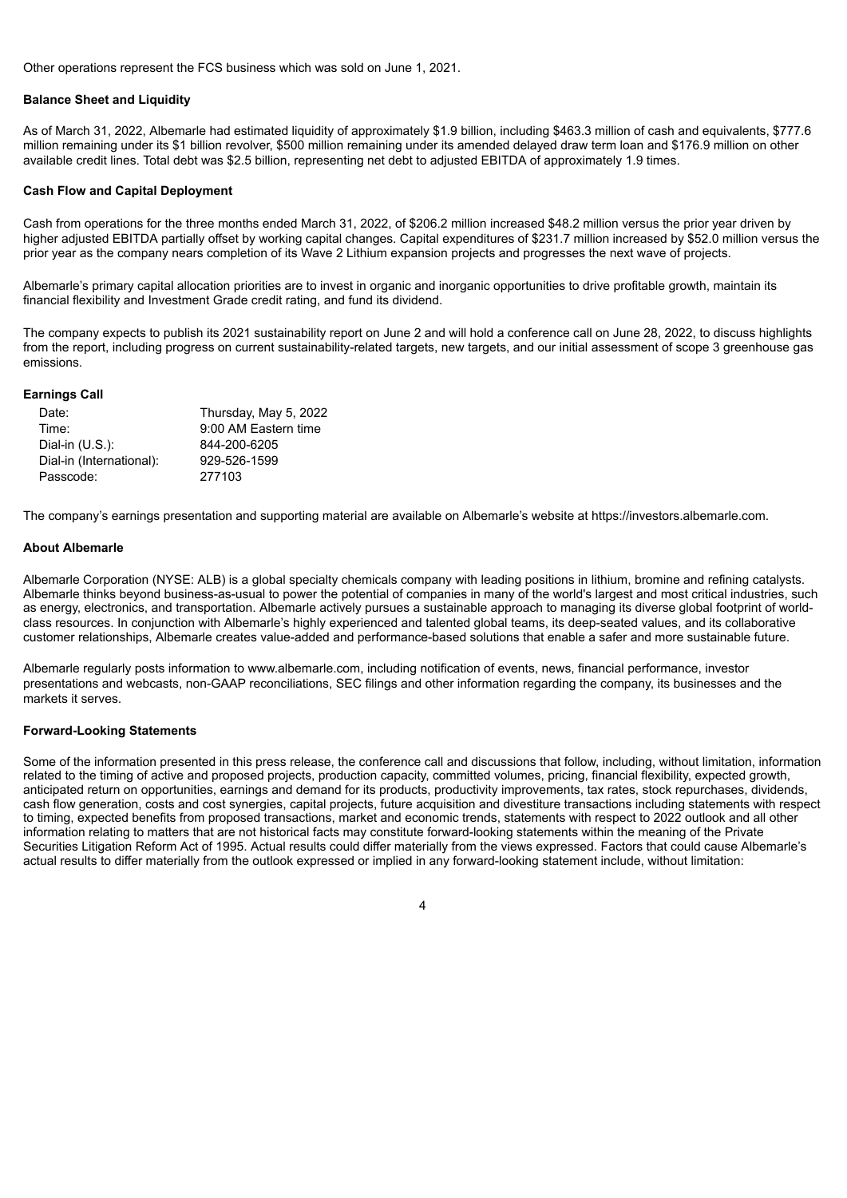Other operations represent the FCS business which was sold on June 1, 2021.

**Balance Sheet and Liquidity**

As of March 31, 2022, Albemarle had estimated liquidity of approximately $1.9 billion, including $463.3 million of cash and equivalents, $777.6 million remaining under its $1 billion revolver, $500 million remaining under its amended delayed draw term loan and $176.9 million on other available credit lines. Total debt was $2.5 billion, representing net debt to adjusted EBITDA of approximately 1.9 times.

**Cash Flow and Capital Deployment**

Cash from operations for the three months ended March 31, 2022, of $206.2 million increased $48.2 million versus the prior year driven by higher adjusted EBITDA partially offset by working capital changes. Capital expenditures of $231.7 million increased by $52.0 million versus the prior year as the company nears completion of its Wave 2 Lithium expansion projects and progresses the next wave of projects.

Albemarle's primary capital allocation priorities are to invest in organic and inorganic opportunities to drive profitable growth, maintain its financial flexibility and Investment Grade credit rating, and fund its dividend.

The company expects to publish its 2021 sustainability report on June 2 and will hold a conference call on June 28, 2022, to discuss highlights from the report, including progress on current sustainability-related targets, new targets, and our initial assessment of scope 3 greenhouse gas emissions.

**Earnings Call**

| | |
|---|---|
| Date: | Thursday, May 5, 2022 |
| Time: | 9:00 AM Eastern time |
| Dial-in (U.S.): | 844-200-6205 |
| Dial-in (International): | 929-526-1599 |
| Passcode: | 277103 |

The company's earnings presentation and supporting material are available on Albemarle's website at https://investors.albemarle.com.

**About Albemarle**

Albemarle Corporation (NYSE: ALB) is a global specialty chemicals company with leading positions in lithium, bromine and refining catalysts. Albemarle thinks beyond business-as-usual to power the potential of companies in many of the world's largest and most critical industries, such as energy, electronics, and transportation. Albemarle actively pursues a sustainable approach to managing its diverse global footprint of world-class resources. In conjunction with Albemarle's highly experienced and talented global teams, its deep-seated values, and its collaborative customer relationships, Albemarle creates value-added and performance-based solutions that enable a safer and more sustainable future.

Albemarle regularly posts information to www.albemarle.com, including notification of events, news, financial performance, investor presentations and webcasts, non-GAAP reconciliations, SEC filings and other information regarding the company, its businesses and the markets it serves.

**Forward-Looking Statements**

Some of the information presented in this press release, the conference call and discussions that follow, including, without limitation, information related to the timing of active and proposed projects, production capacity, committed volumes, pricing, financial flexibility, expected growth, anticipated return on opportunities, earnings and demand for its products, productivity improvements, tax rates, stock repurchases, dividends, cash flow generation, costs and cost synergies, capital projects, future acquisition and divestiture transactions including statements with respect to timing, expected benefits from proposed transactions, market and economic trends, statements with respect to 2022 outlook and all other information relating to matters that are not historical facts may constitute forward-looking statements within the meaning of the Private Securities Litigation Reform Act of 1995. Actual results could differ materially from the views expressed. Factors that could cause Albemarle's actual results to differ materially from the outlook expressed or implied in any forward-looking statement include, without limitation: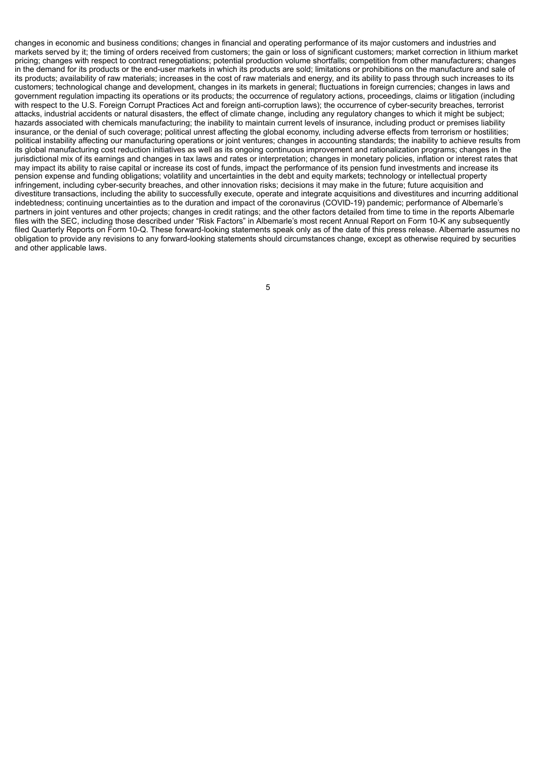changes in economic and business conditions; changes in financial and operating performance of its major customers and industries and markets served by it; the timing of orders received from customers; the gain or loss of significant customers; market correction in lithium market pricing; changes with respect to contract renegotiations; potential production volume shortfalls; competition from other manufacturers; changes in the demand for its products or the end-user markets in which its products are sold; limitations or prohibitions on the manufacture and sale of its products; availability of raw materials; increases in the cost of raw materials and energy, and its ability to pass through such increases to its customers; technological change and development, changes in its markets in general; fluctuations in foreign currencies; changes in laws and government regulation impacting its operations or its products; the occurrence of regulatory actions, proceedings, claims or litigation (including with respect to the U.S. Foreign Corrupt Practices Act and foreign anti-corruption laws); the occurrence of cyber-security breaches, terrorist attacks, industrial accidents or natural disasters, the effect of climate change, including any regulatory changes to which it might be subject; hazards associated with chemicals manufacturing; the inability to maintain current levels of insurance, including product or premises liability insurance, or the denial of such coverage; political unrest affecting the global economy, including adverse effects from terrorism or hostilities; political instability affecting our manufacturing operations or joint ventures; changes in accounting standards; the inability to achieve results from its global manufacturing cost reduction initiatives as well as its ongoing continuous improvement and rationalization programs; changes in the jurisdictional mix of its earnings and changes in tax laws and rates or interpretation; changes in monetary policies, inflation or interest rates that may impact its ability to raise capital or increase its cost of funds, impact the performance of its pension fund investments and increase its pension expense and funding obligations; volatility and uncertainties in the debt and equity markets; technology or intellectual property infringement, including cyber-security breaches, and other innovation risks; decisions it may make in the future; future acquisition and divestiture transactions, including the ability to successfully execute, operate and integrate acquisitions and divestitures and incurring additional indebtedness; continuing uncertainties as to the duration and impact of the coronavirus (COVID-19) pandemic; performance of Albemarle's partners in joint ventures and other projects; changes in credit ratings; and the other factors detailed from time to time in the reports Albemarle files with the SEC, including those described under "Risk Factors" in Albemarle's most recent Annual Report on Form 10-K any subsequently filed Quarterly Reports on Form 10-Q. These forward-looking statements speak only as of the date of this press release. Albemarle assumes no obligation to provide any revisions to any forward-looking statements should circumstances change, except as otherwise required by securities and other applicable laws.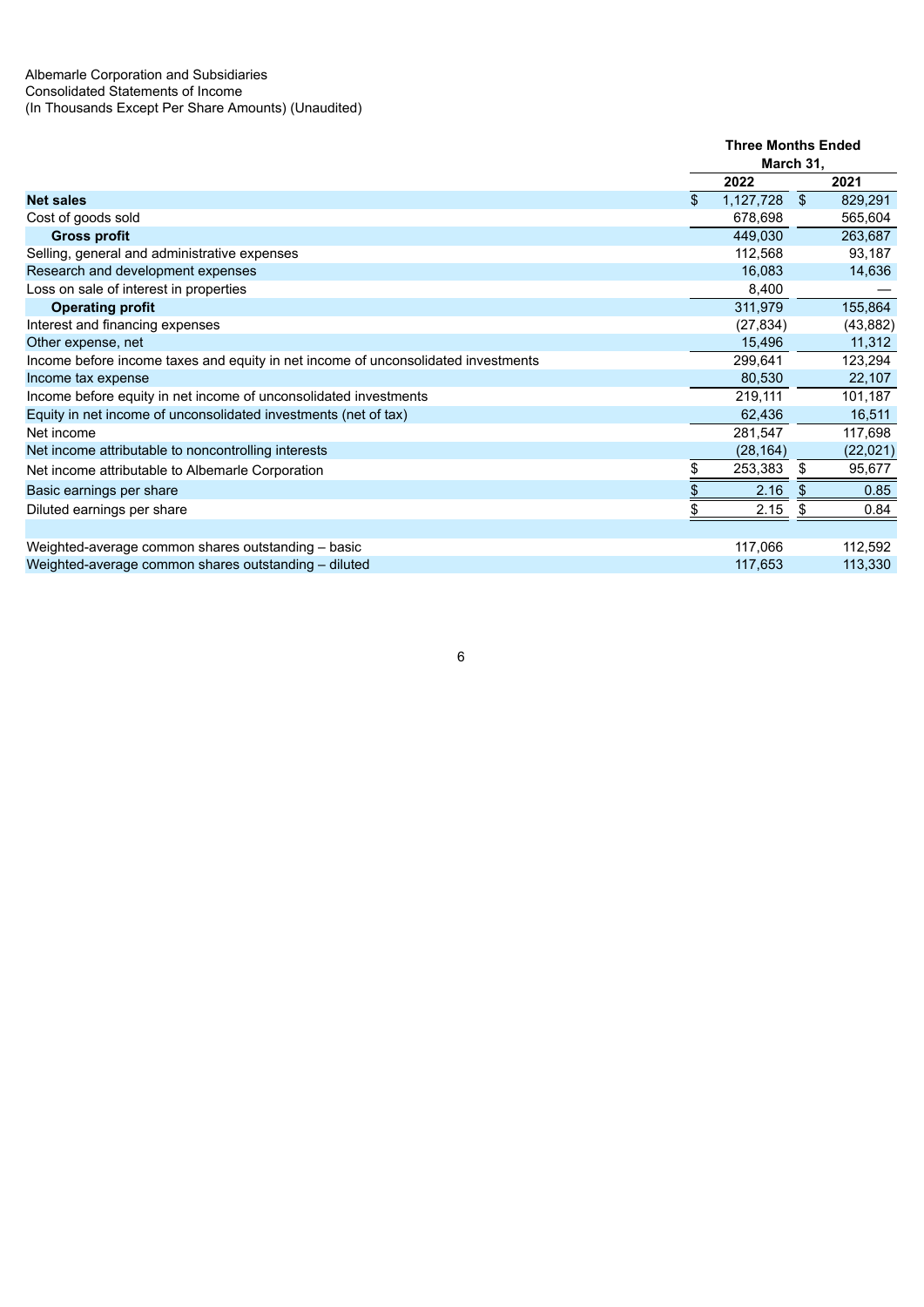Albemarle Corporation and Subsidiaries
Consolidated Statements of Income
(In Thousands Except Per Share Amounts) (Unaudited)

| | Three Months Ended March 31, | |
|---|---|---|
| | 2022 | 2021 |
| **Net sales** | $ 1,127,728 | $ 829,291 |
| Cost of goods sold | 678,698 | 565,604 |
| **Gross profit** | 449,030 | 263,687 |
| Selling, general and administrative expenses | 112,568 | 93,187 |
| Research and development expenses | 16,083 | 14,636 |
| Loss on sale of interest in properties | 8,400 | — |
| **Operating profit** | 311,979 | 155,864 |
| Interest and financing expenses | (27,834) | (43,882) |
| Other expense, net | 15,496 | 11,312 |
| Income before income taxes and equity in net income of unconsolidated investments | 299,641 | 123,294 |
| Income tax expense | 80,530 | 22,107 |
| Income before equity in net income of unconsolidated investments | 219,111 | 101,187 |
| Equity in net income of unconsolidated investments (net of tax) | 62,436 | 16,511 |
| Net income | 281,547 | 117,698 |
| Net income attributable to noncontrolling interests | (28,164) | (22,021) |
| Net income attributable to Albemarle Corporation | $ 253,383 | $ 95,677 |
| Basic earnings per share | $ 2.16 | $ 0.85 |
| Diluted earnings per share | $ 2.15 | $ 0.84 |
| | | |
| Weighted-average common shares outstanding – basic | 117,066 | 112,592 |
| Weighted-average common shares outstanding – diluted | 117,653 | 113,330 |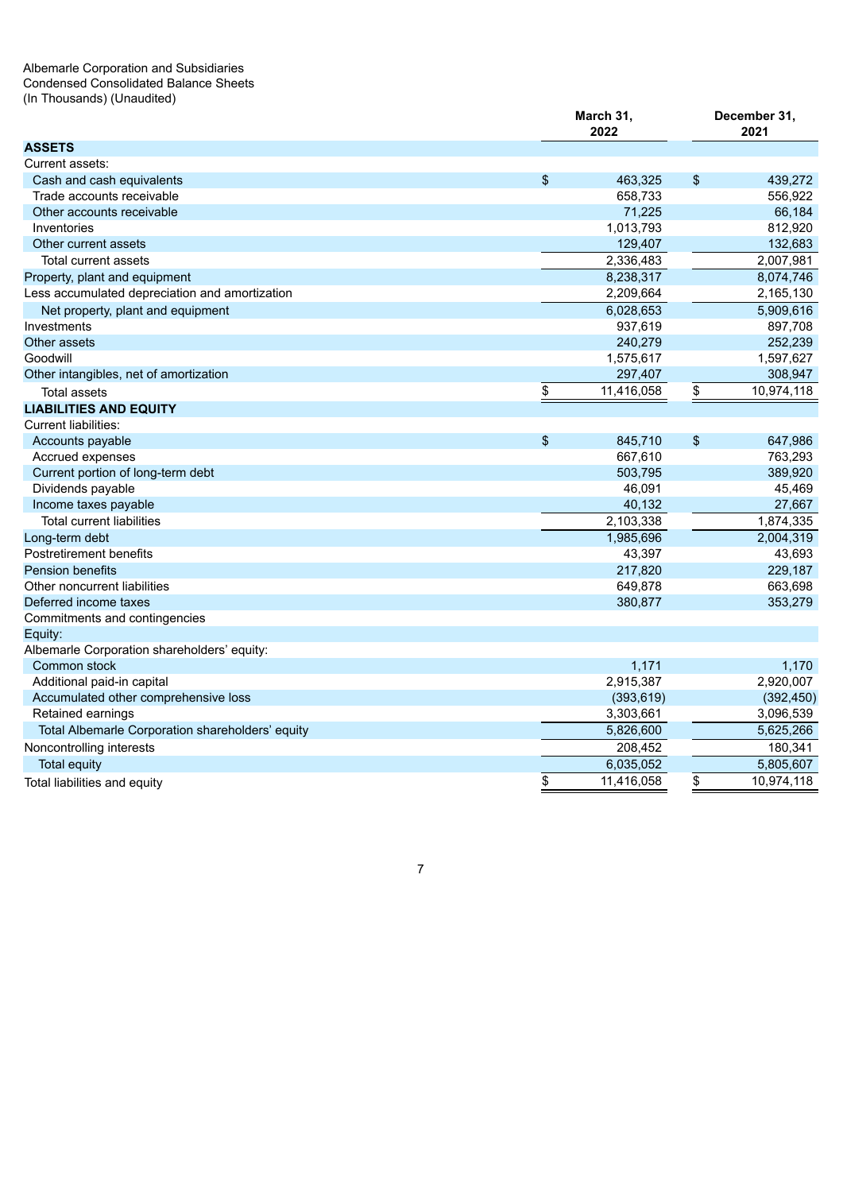Albemarle Corporation and Subsidiaries
Condensed Consolidated Balance Sheets
(In Thousands) (Unaudited)

| | March 31, 2022 | December 31, 2021 |
|---|---|---|
| **ASSETS** | | |
| Current assets: | | |
| Cash and cash equivalents | $ 463,325 | $ 439,272 |
| Trade accounts receivable | 658,733 | 556,922 |
| Other accounts receivable | 71,225 | 66,184 |
| Inventories | 1,013,793 | 812,920 |
| Other current assets | 129,407 | 132,683 |
| Total current assets | 2,336,483 | 2,007,981 |
| Property, plant and equipment | 8,238,317 | 8,074,746 |
| Less accumulated depreciation and amortization | 2,209,664 | 2,165,130 |
| Net property, plant and equipment | 6,028,653 | 5,909,616 |
| Investments | 937,619 | 897,708 |
| Other assets | 240,279 | 252,239 |
| Goodwill | 1,575,617 | 1,597,627 |
| Other intangibles, net of amortization | 297,407 | 308,947 |
| Total assets | $ 11,416,058 | $ 10,974,118 |
| **LIABILITIES AND EQUITY** | | |
| Current liabilities: | | |
| Accounts payable | $ 845,710 | $ 647,986 |
| Accrued expenses | 667,610 | 763,293 |
| Current portion of long-term debt | 503,795 | 389,920 |
| Dividends payable | 46,091 | 45,469 |
| Income taxes payable | 40,132 | 27,667 |
| Total current liabilities | 2,103,338 | 1,874,335 |
| Long-term debt | 1,985,696 | 2,004,319 |
| Postretirement benefits | 43,397 | 43,693 |
| Pension benefits | 217,820 | 229,187 |
| Other noncurrent liabilities | 649,878 | 663,698 |
| Deferred income taxes | 380,877 | 353,279 |
| Commitments and contingencies | | |
| Equity: | | |
| Albemarle Corporation shareholders' equity: | | |
| Common stock | 1,171 | 1,170 |
| Additional paid-in capital | 2,915,387 | 2,920,007 |
| Accumulated other comprehensive loss | (393,619) | (392,450) |
| Retained earnings | 3,303,661 | 3,096,539 |
| Total Albemarle Corporation shareholders' equity | 5,826,600 | 5,625,266 |
| Noncontrolling interests | 208,452 | 180,341 |
| Total equity | 6,035,052 | 5,805,607 |
| Total liabilities and equity | $ 11,416,058 | $ 10,974,118 |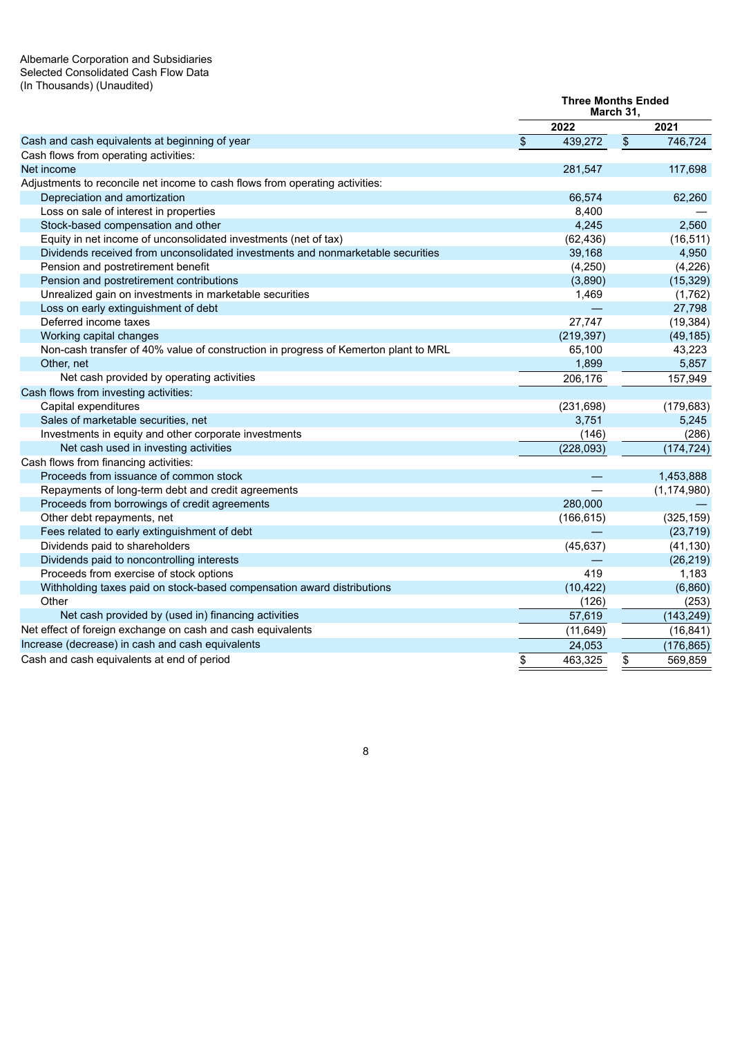Albemarle Corporation and Subsidiaries
Selected Consolidated Cash Flow Data
(In Thousands) (Unaudited)

| | Three Months Ended March 31, | |
|---|---|---|
| | 2022 | 2021 |
| Cash and cash equivalents at beginning of year | $ 439,272 | $ 746,724 |
| Cash flows from operating activities: | | |
| Net income | 281,547 | 117,698 |
| Adjustments to reconcile net income to cash flows from operating activities: | | |
| Depreciation and amortization | 66,574 | 62,260 |
| Loss on sale of interest in properties | 8,400 | — |
| Stock-based compensation and other | 4,245 | 2,560 |
| Equity in net income of unconsolidated investments (net of tax) | (62,436) | (16,511) |
| Dividends received from unconsolidated investments and nonmarketable securities | 39,168 | 4,950 |
| Pension and postretirement benefit | (4,250) | (4,226) |
| Pension and postretirement contributions | (3,890) | (15,329) |
| Unrealized gain on investments in marketable securities | 1,469 | (1,762) |
| Loss on early extinguishment of debt | — | 27,798 |
| Deferred income taxes | 27,747 | (19,384) |
| Working capital changes | (219,397) | (49,185) |
| Non-cash transfer of 40% value of construction in progress of Kemerton plant to MRL | 65,100 | 43,223 |
| Other, net | 1,899 | 5,857 |
| Net cash provided by operating activities | 206,176 | 157,949 |
| Cash flows from investing activities: | | |
| Capital expenditures | (231,698) | (179,683) |
| Sales of marketable securities, net | 3,751 | 5,245 |
| Investments in equity and other corporate investments | (146) | (286) |
| Net cash used in investing activities | (228,093) | (174,724) |
| Cash flows from financing activities: | | |
| Proceeds from issuance of common stock | — | 1,453,888 |
| Repayments of long-term debt and credit agreements | — | (1,174,980) |
| Proceeds from borrowings of credit agreements | 280,000 | — |
| Other debt repayments, net | (166,615) | (325,159) |
| Fees related to early extinguishment of debt | — | (23,719) |
| Dividends paid to shareholders | (45,637) | (41,130) |
| Dividends paid to noncontrolling interests | — | (26,219) |
| Proceeds from exercise of stock options | 419 | 1,183 |
| Withholding taxes paid on stock-based compensation award distributions | (10,422) | (6,860) |
| Other | (126) | (253) |
| Net cash provided by (used in) financing activities | 57,619 | (143,249) |
| Net effect of foreign exchange on cash and cash equivalents | (11,649) | (16,841) |
| Increase (decrease) in cash and cash equivalents | 24,053 | (176,865) |
| Cash and cash equivalents at end of period | $ 463,325 | $ 569,859 |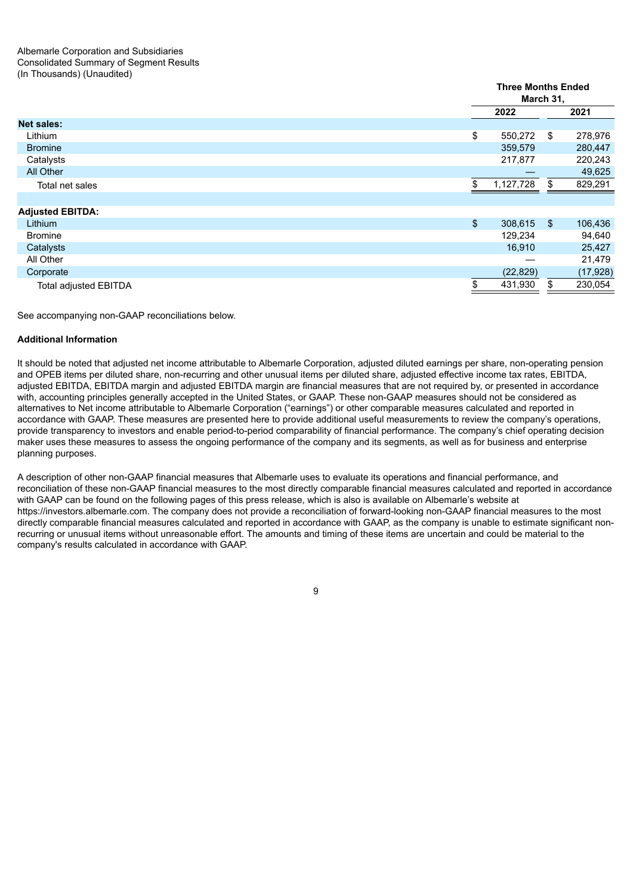Albemarle Corporation and Subsidiaries
Consolidated Summary of Segment Results
(In Thousands) (Unaudited)

| | Three Months Ended March 31, | |
|---|---|---|
| | 2022 | 2021 |
| **Net sales:** | | |
| Lithium | $ 550,272 | $ 278,976 |
| Bromine | 359,579 | 280,447 |
| Catalysts | 217,877 | 220,243 |
| All Other | — | 49,625 |
| Total net sales | $ 1,127,728 | $ 829,291 |
| | | |
| **Adjusted EBITDA:** | | |
| Lithium | $ 308,615 | $ 106,436 |
| Bromine | 129,234 | 94,640 |
| Catalysts | 16,910 | 25,427 |
| All Other | — | 21,479 |
| Corporate | (22,829) | (17,928) |
| Total adjusted EBITDA | $ 431,930 | $ 230,054 |

See accompanying non-GAAP reconciliations below.

**Additional Information**

It should be noted that adjusted net income attributable to Albemarle Corporation, adjusted diluted earnings per share, non-operating pension and OPEB items per diluted share, non-recurring and other unusual items per diluted share, adjusted effective income tax rates, EBITDA, adjusted EBITDA, EBITDA margin and adjusted EBITDA margin are financial measures that are not required by, or presented in accordance with, accounting principles generally accepted in the United States, or GAAP. These non-GAAP measures should not be considered as alternatives to Net income attributable to Albemarle Corporation ("earnings") or other comparable measures calculated and reported in accordance with GAAP. These measures are presented here to provide additional useful measurements to review the company's operations, provide transparency to investors and enable period-to-period comparability of financial performance. The company's chief operating decision maker uses these measures to assess the ongoing performance of the company and its segments, as well as for business and enterprise planning purposes.

A description of other non-GAAP financial measures that Albemarle uses to evaluate its operations and financial performance, and reconciliation of these non-GAAP financial measures to the most directly comparable financial measures calculated and reported in accordance with GAAP can be found on the following pages of this press release, which is also is available on Albemarle's website at https://investors.albemarle.com. The company does not provide a reconciliation of forward-looking non-GAAP financial measures to the most directly comparable financial measures calculated and reported in accordance with GAAP, as the company is unable to estimate significant non-recurring or unusual items without unreasonable effort. The amounts and timing of these items are uncertain and could be material to the company's results calculated in accordance with GAAP.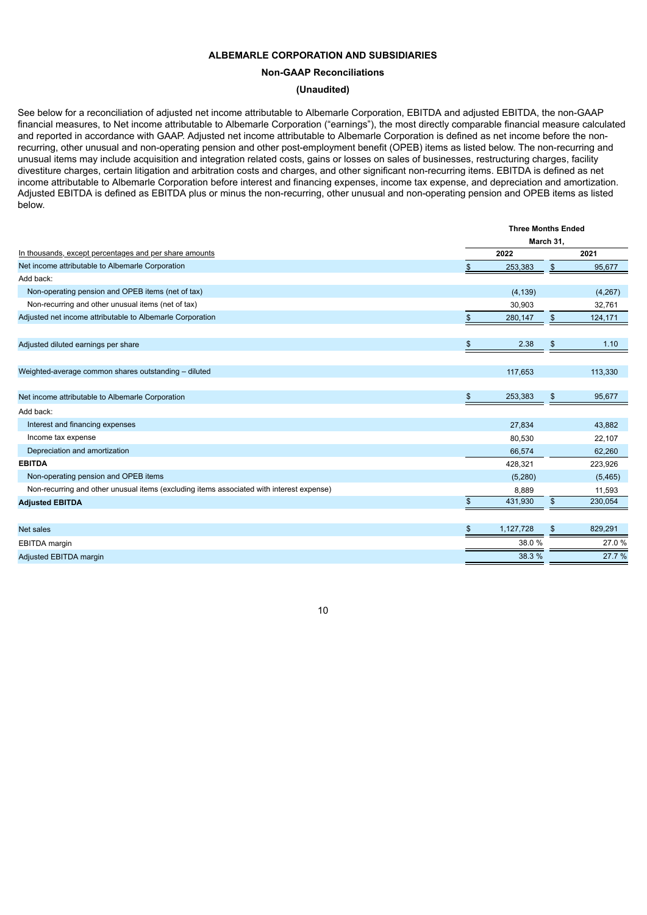**ALBEMARLE CORPORATION AND SUBSIDIARIES**

**Non-GAAP Reconciliations**

**(Unaudited)**

See below for a reconciliation of adjusted net income attributable to Albemarle Corporation, EBITDA and adjusted EBITDA, the non-GAAP financial measures, to Net income attributable to Albemarle Corporation ("earnings"), the most directly comparable financial measure calculated and reported in accordance with GAAP. Adjusted net income attributable to Albemarle Corporation is defined as net income before the non-recurring, other unusual and non-operating pension and other post-employment benefit (OPEB) items as listed below. The non-recurring and unusual items may include acquisition and integration related costs, gains or losses on sales of businesses, restructuring charges, facility divestiture charges, certain litigation and arbitration costs and charges, and other significant non-recurring items. EBITDA is defined as net income attributable to Albemarle Corporation before interest and financing expenses, income tax expense, and depreciation and amortization. Adjusted EBITDA is defined as EBITDA plus or minus the non-recurring, other unusual and non-operating pension and OPEB items as listed below.

| | Three Months Ended March 31, | |
|---|---|---|
| In thousands, except percentages and per share amounts | 2022 | 2021 |
| Net income attributable to Albemarle Corporation | $ 253,383 | $ 95,677 |
| Add back: | | |
| Non-operating pension and OPEB items (net of tax) | (4,139) | (4,267) |
| Non-recurring and other unusual items (net of tax) | 30,903 | 32,761 |
| Adjusted net income attributable to Albemarle Corporation | $ 280,147 | $ 124,171 |
| | | |
| Adjusted diluted earnings per share | $ 2.38 | $ 1.10 |
| | | |
| Weighted-average common shares outstanding – diluted | 117,653 | 113,330 |
| | | |
| Net income attributable to Albemarle Corporation | $ 253,383 | $ 95,677 |
| Add back: | | |
| Interest and financing expenses | 27,834 | 43,882 |
| Income tax expense | 80,530 | 22,107 |
| Depreciation and amortization | 66,574 | 62,260 |
| **EBITDA** | 428,321 | 223,926 |
| Non-operating pension and OPEB items | (5,280) | (5,465) |
| Non-recurring and other unusual items (excluding items associated with interest expense) | 8,889 | 11,593 |
| **Adjusted EBITDA** | $ 431,930 | $ 230,054 |
| | | |
| Net sales | $ 1,127,728 | $ 829,291 |
| EBITDA margin | 38.0 % | 27.0 % |
| Adjusted EBITDA margin | 38.3 % | 27.7 % |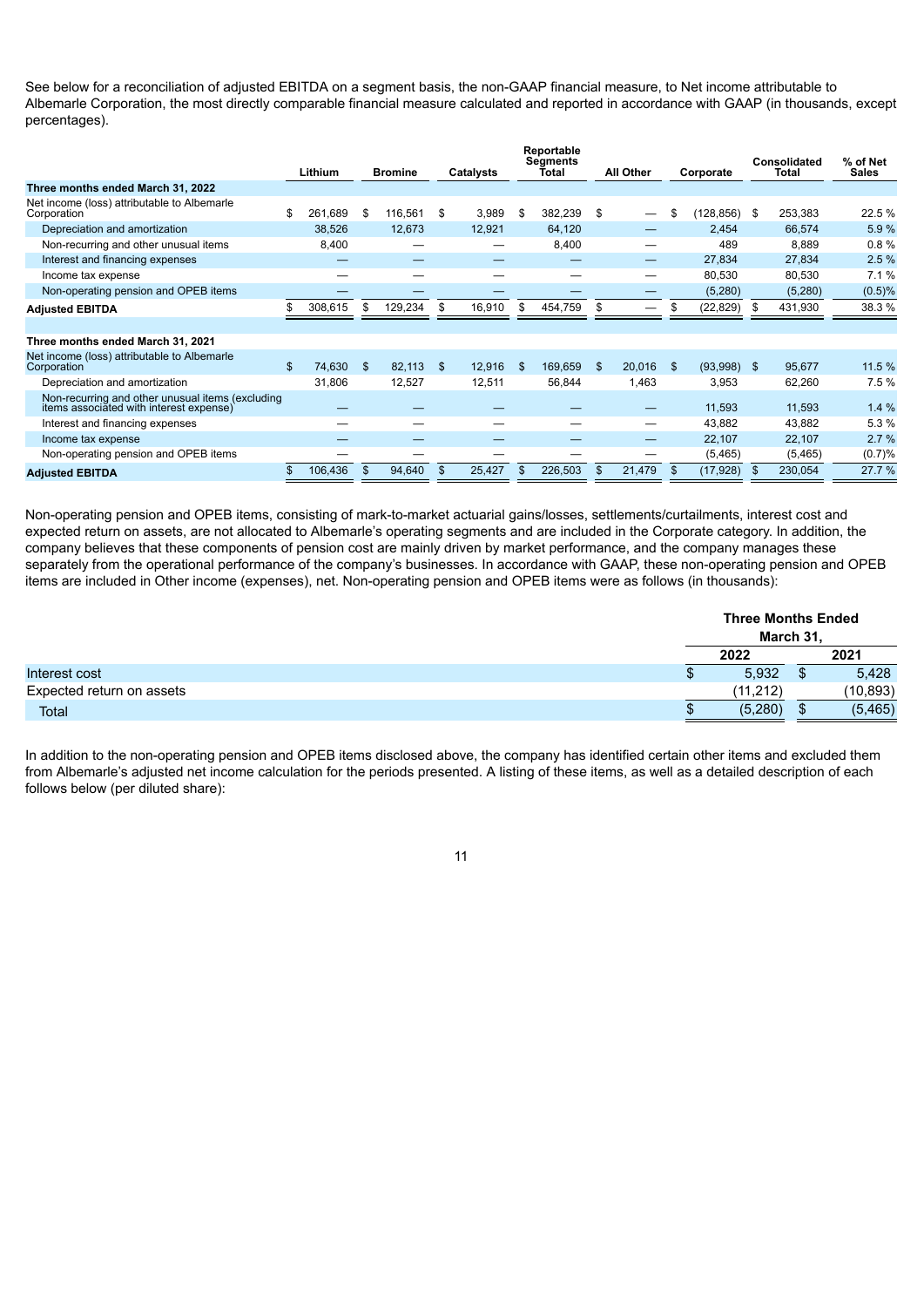See below for a reconciliation of adjusted EBITDA on a segment basis, the non-GAAP financial measure, to Net income attributable to Albemarle Corporation, the most directly comparable financial measure calculated and reported in accordance with GAAP (in thousands, except percentages).

| | Lithium | Bromine | Catalysts | Reportable Segments Total | All Other | Corporate | Consolidated Total | % of Net Sales |
|---|---|---|---|---|---|---|---|---|
| **Three months ended March 31, 2022** | | | | | | | | |
| Net income (loss) attributable to Albemarle Corporation | $ 261,689 | $ 116,561 | $ 3,989 | $ 382,239 | $ — | $ (128,856) | $ 253,383 | 22.5 % |
| Depreciation and amortization | 38,526 | 12,673 | 12,921 | 64,120 | — | 2,454 | 66,574 | 5.9 % |
| Non-recurring and other unusual items | 8,400 | — | — | 8,400 | — | 489 | 8,889 | 0.8 % |
| Interest and financing expenses | — | — | — | — | — | 27,834 | 27,834 | 2.5 % |
| Income tax expense | — | — | — | — | — | 80,530 | 80,530 | 7.1 % |
| Non-operating pension and OPEB items | — | — | — | — | — | (5,280) | (5,280) | (0.5)% |
| **Adjusted EBITDA** | $ 308,615 | $ 129,234 | $ 16,910 | $ 454,759 | $ — | $ (22,829) | $ 431,930 | 38.3 % |
| | | | | | | | | |
| **Three months ended March 31, 2021** | | | | | | | | |
| Net income (loss) attributable to Albemarle Corporation | $ 74,630 | $ 82,113 | $ 12,916 | $ 169,659 | $ 20,016 | $ (93,998) | $ 95,677 | 11.5 % |
| Depreciation and amortization | 31,806 | 12,527 | 12,511 | 56,844 | 1,463 | 3,953 | 62,260 | 7.5 % |
| Non-recurring and other unusual items (excluding items associated with interest expense) | — | — | — | — | — | 11,593 | 11,593 | 1.4 % |
| Interest and financing expenses | — | — | — | — | — | 43,882 | 43,882 | 5.3 % |
| Income tax expense | — | — | — | — | — | 22,107 | 22,107 | 2.7 % |
| Non-operating pension and OPEB items | — | — | — | — | — | (5,465) | (5,465) | (0.7)% |
| **Adjusted EBITDA** | $ 106,436 | $ 94,640 | $ 25,427 | $ 226,503 | $ 21,479 | $ (17,928) | $ 230,054 | 27.7 % |

Non-operating pension and OPEB items, consisting of mark-to-market actuarial gains/losses, settlements/curtailments, interest cost and expected return on assets, are not allocated to Albemarle's operating segments and are included in the Corporate category. In addition, the company believes that these components of pension cost are mainly driven by market performance, and the company manages these separately from the operational performance of the company's businesses. In accordance with GAAP, these non-operating pension and OPEB items are included in Other income (expenses), net. Non-operating pension and OPEB items were as follows (in thousands):

| | Three Months Ended March 31, | |
|---|---|---|
| | 2022 | 2021 |
| Interest cost | $ 5,932 | $ 5,428 |
| Expected return on assets | (11,212) | (10,893) |
| Total | $ (5,280) | $ (5,465) |

In addition to the non-operating pension and OPEB items disclosed above, the company has identified certain other items and excluded them from Albemarle's adjusted net income calculation for the periods presented. A listing of these items, as well as a detailed description of each follows below (per diluted share):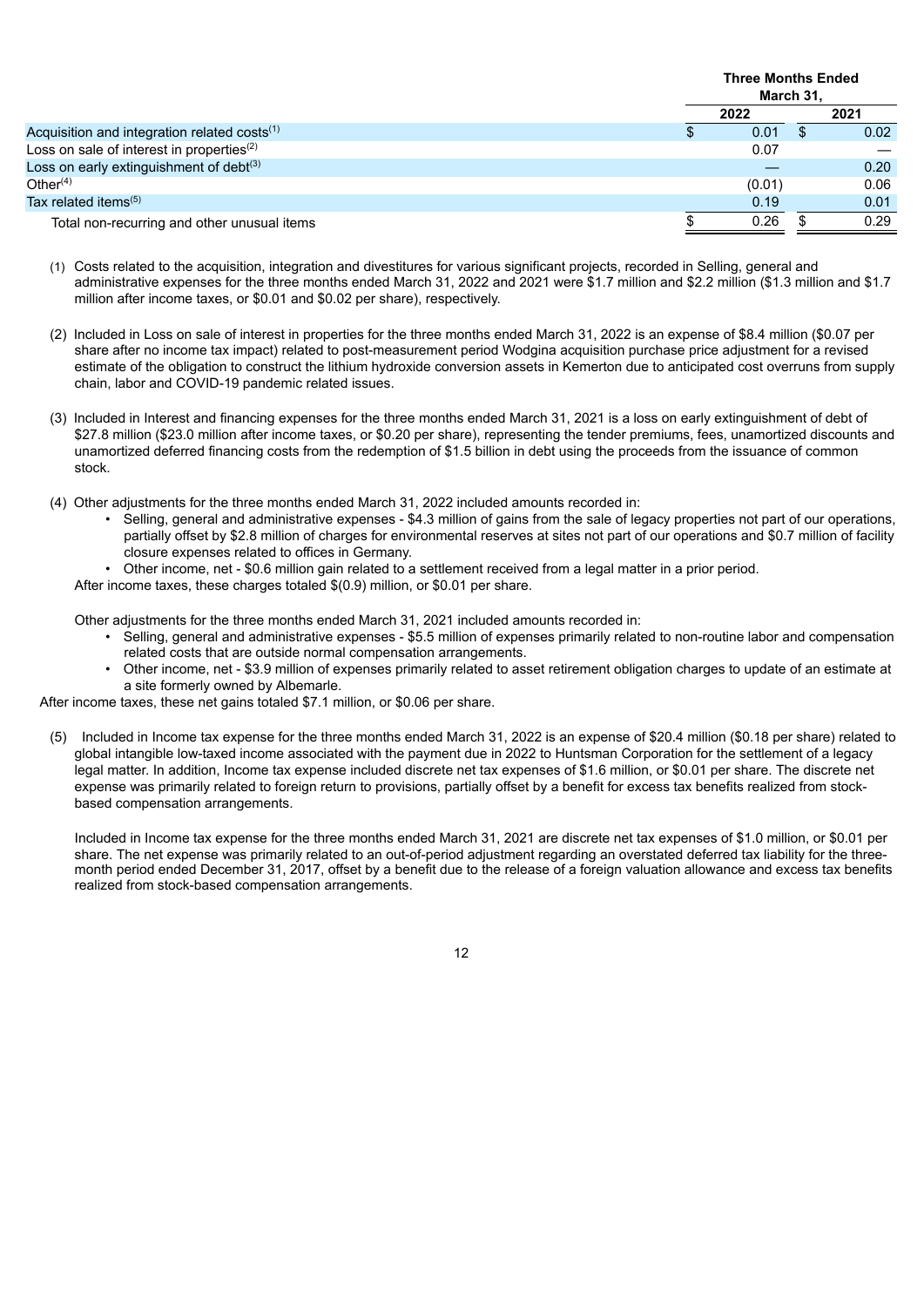| | Three Months Ended March 31, | | | |
|---|---|---|---|---|
| | 2022 | | 2021 | |
| Acquisition and integration related costs[(1)] | $ | 0.01 | $ | 0.02 |
| Loss on sale of interest in properties[(2)] | | 0.07 | | — |
| Loss on early extinguishment of debt[(3)] | | — | | 0.20 |
| Other[(4)] | | (0.01) | | 0.06 |
| Tax related items[(5)] | | 0.19 | | 0.01 |
| Total non-recurring and other unusual items | $ | 0.26 | $ | 0.29 |

(1) Costs related to the acquisition, integration and divestitures for various significant projects, recorded in Selling, general and administrative expenses for the three months ended March 31, 2022 and 2021 were $1.7 million and $2.2 million ($1.3 million and $1.7 million after income taxes, or $0.01 and $0.02 per share), respectively.

(2) Included in Loss on sale of interest in properties for the three months ended March 31, 2022 is an expense of $8.4 million ($0.07 per share after no income tax impact) related to post-measurement period Wodgina acquisition purchase price adjustment for a revised estimate of the obligation to construct the lithium hydroxide conversion assets in Kemerton due to anticipated cost overruns from supply chain, labor and COVID-19 pandemic related issues.

(3) Included in Interest and financing expenses for the three months ended March 31, 2021 is a loss on early extinguishment of debt of $27.8 million ($23.0 million after income taxes, or $0.20 per share), representing the tender premiums, fees, unamortized discounts and unamortized deferred financing costs from the redemption of $1.5 billion in debt using the proceeds from the issuance of common stock.

(4) Other adjustments for the three months ended March 31, 2022 included amounts recorded in:

- Selling, general and administrative expenses - $4.3 million of gains from the sale of legacy properties not part of our operations, partially offset by $2.8 million of charges for environmental reserves at sites not part of our operations and $0.7 million of facility closure expenses related to offices in Germany.
- Other income, net - $0.6 million gain related to a settlement received from a legal matter in a prior period.

After income taxes, these charges totaled $(0.9) million, or $0.01 per share.

Other adjustments for the three months ended March 31, 2021 included amounts recorded in:

- Selling, general and administrative expenses - $5.5 million of expenses primarily related to non-routine labor and compensation related costs that are outside normal compensation arrangements.
- Other income, net - $3.9 million of expenses primarily related to asset retirement obligation charges to update of an estimate at a site formerly owned by Albemarle.

After income taxes, these net gains totaled $7.1 million, or $0.06 per share.

(5) Included in Income tax expense for the three months ended March 31, 2022 is an expense of $20.4 million ($0.18 per share) related to global intangible low-taxed income associated with the payment due in 2022 to Huntsman Corporation for the settlement of a legacy legal matter. In addition, Income tax expense included discrete net tax expenses of $1.6 million, or $0.01 per share. The discrete net expense was primarily related to foreign return to provisions, partially offset by a benefit for excess tax benefits realized from stock-based compensation arrangements.

Included in Income tax expense for the three months ended March 31, 2021 are discrete net tax expenses of $1.0 million, or $0.01 per share. The net expense was primarily related to an out-of-period adjustment regarding an overstated deferred tax liability for the three-month period ended December 31, 2017, offset by a benefit due to the release of a foreign valuation allowance and excess tax benefits realized from stock-based compensation arrangements.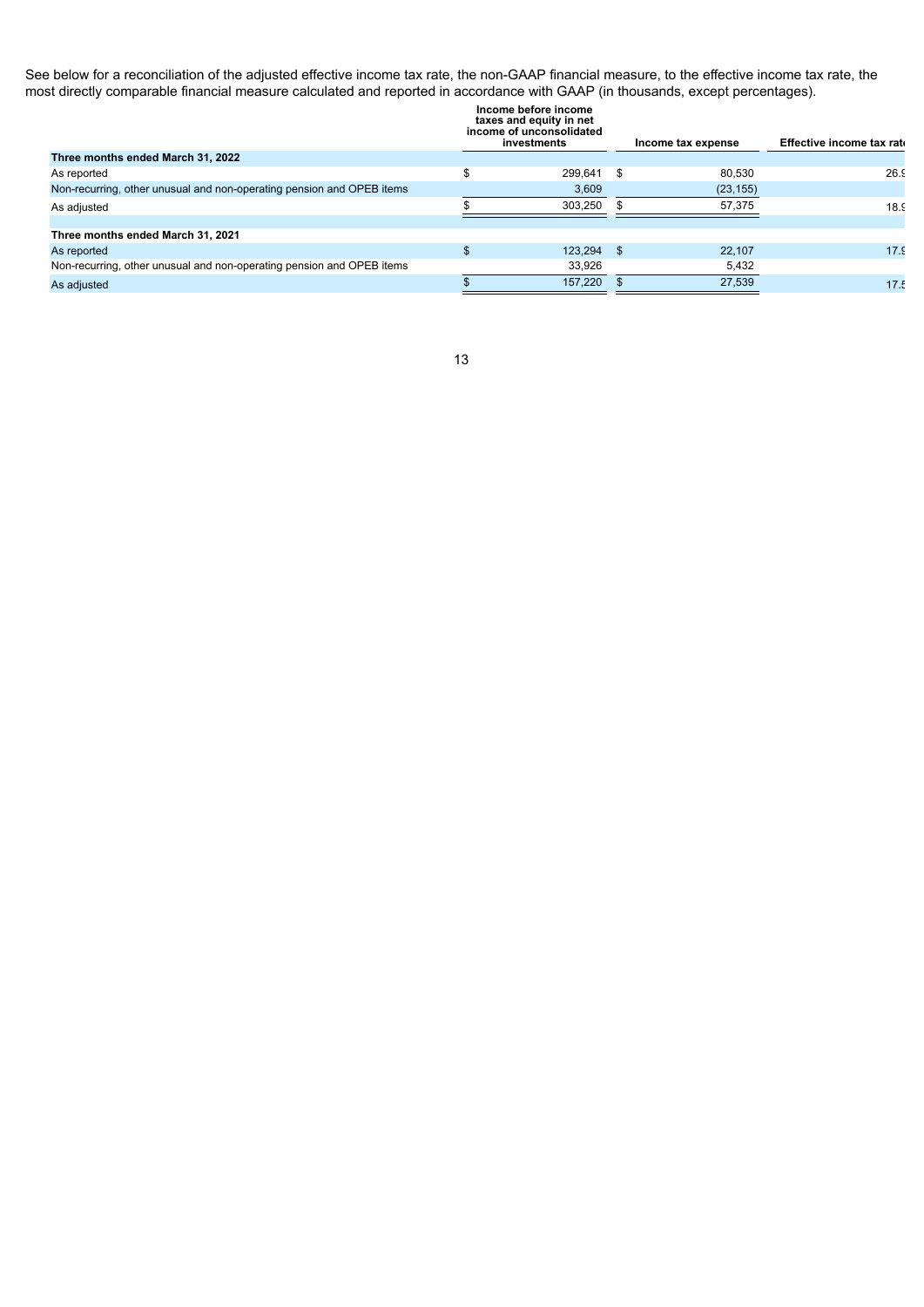See below for a reconciliation of the adjusted effective income tax rate, the non-GAAP financial measure, to the effective income tax rate, the most directly comparable financial measure calculated and reported in accordance with GAAP (in thousands, except percentages).

| | Income before income taxes and equity in net income of unconsolidated investments | Income tax expense | Effective income tax rat |
|---|---|---|---|
| **Three months ended March 31, 2022** | | | |
| As reported | $ 299,641 | $ 80,530 | 26.9 |
| Non-recurring, other unusual and non-operating pension and OPEB items | 3,609 | (23,155) | |
| As adjusted | $ 303,250 | $ 57,375 | 18.9 |
| **Three months ended March 31, 2021** | | | |
| As reported | $ 123,294 | $ 22,107 | 17.9 |
| Non-recurring, other unusual and non-operating pension and OPEB items | 33,926 | 5,432 | |
| As adjusted | $ 157,220 | $ 27,539 | 17.5 |